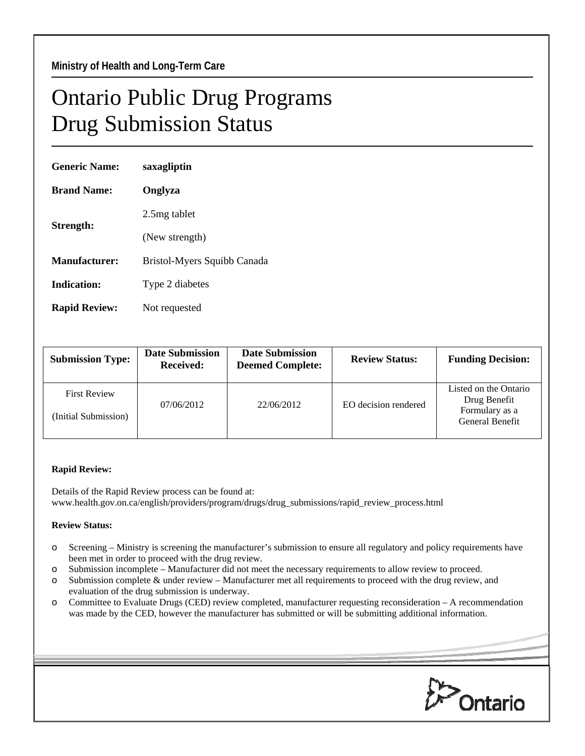**Ministry of Health and Long-Term Care**

# Ontario Public Drug Programs
# Drug Submission Status

**Generic Name:** **saxagliptin**

**Brand Name:** **Onglyza**

**Strength:** 2.5mg tablet (New strength)

**Manufacturer:** Bristol-Myers Squibb Canada

**Indication:** Type 2 diabetes

**Rapid Review:** Not requested

| Submission Type: | Date Submission Received: | Date Submission Deemed Complete: | Review Status: | Funding Decision: |
|---|---|---|---|---|
| First Review (Initial Submission) | 07/06/2012 | 22/06/2012 | EO decision rendered | Listed on the Ontario Drug Benefit Formulary as a General Benefit |

**Rapid Review:**

Details of the Rapid Review process can be found at:
www.health.gov.on.ca/english/providers/program/drugs/drug_submissions/rapid_review_process.html

**Review Status:**

- Screening – Ministry is screening the manufacturer's submission to ensure all regulatory and policy requirements have been met in order to proceed with the drug review.
- Submission incomplete – Manufacturer did not meet the necessary requirements to allow review to proceed.
- Submission complete & under review – Manufacturer met all requirements to proceed with the drug review, and evaluation of the drug submission is underway.
- Committee to Evaluate Drugs (CED) review completed, manufacturer requesting reconsideration – A recommendation was made by the CED, however the manufacturer has submitted or will be submitting additional information.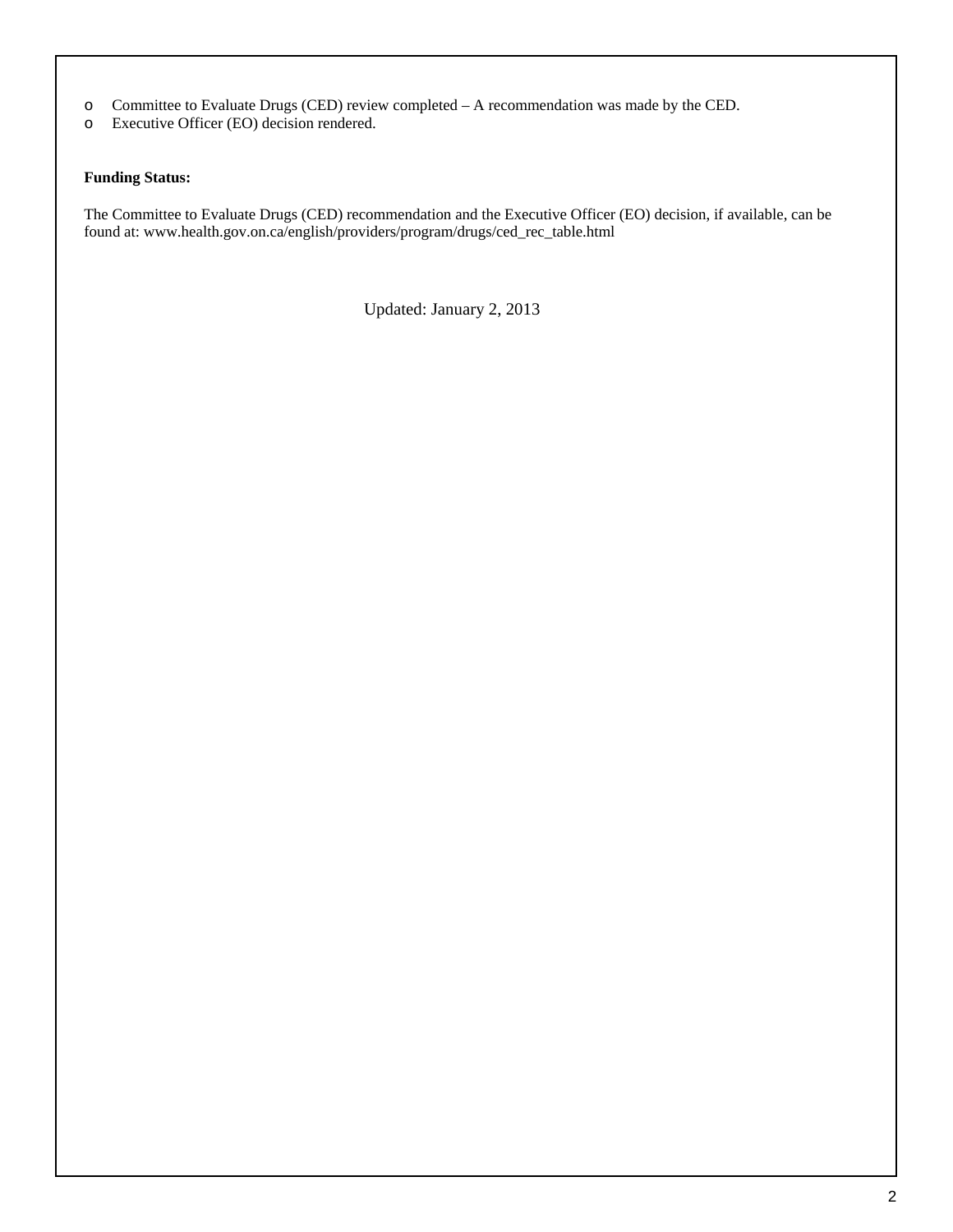- Committee to Evaluate Drugs (CED) review completed – A recommendation was made by the CED.
- Executive Officer (EO) decision rendered.

**Funding Status:**

The Committee to Evaluate Drugs (CED) recommendation and the Executive Officer (EO) decision, if available, can be found at: www.health.gov.on.ca/english/providers/program/drugs/ced_rec_table.html

Updated: January 2, 2013